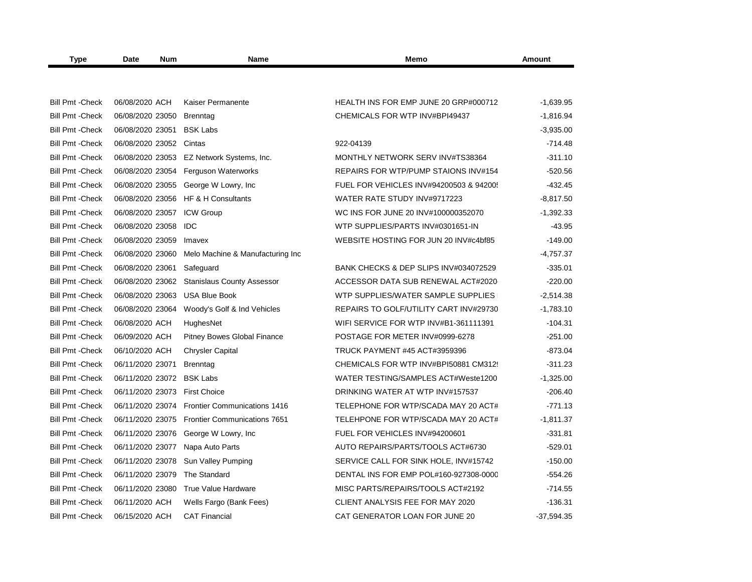| Type | Date | Num | Name | Memo | Amount |
|---|---|---|---|---|---|
| Bill Pmt -Check | 06/08/2020 | ACH | Kaiser Permanente | HEALTH INS FOR EMP JUNE 20 GRP#000712 | -1,639.95 |
| Bill Pmt -Check | 06/08/2020 | 23050 | Brenntag | CHEMICALS FOR WTP INV#BPI49437 | -1,816.94 |
| Bill Pmt -Check | 06/08/2020 | 23051 | BSK Labs | | -3,935.00 |
| Bill Pmt -Check | 06/08/2020 | 23052 | Cintas | 922-04139 | -714.48 |
| Bill Pmt -Check | 06/08/2020 | 23053 | EZ Network Systems, Inc. | MONTHLY NETWORK SERV INV#TS38364 | -311.10 |
| Bill Pmt -Check | 06/08/2020 | 23054 | Ferguson Waterworks | REPAIRS FOR WTP/PUMP STAIONS INV#154 | -520.56 |
| Bill Pmt -Check | 06/08/2020 | 23055 | George W Lowry, Inc | FUEL FOR VEHICLES INV#94200503 & 94200! | -432.45 |
| Bill Pmt -Check | 06/08/2020 | 23056 | HF & H Consultants | WATER RATE STUDY INV#9717223 | -8,817.50 |
| Bill Pmt -Check | 06/08/2020 | 23057 | ICW Group | WC INS FOR JUNE 20 INV#100000352070 | -1,392.33 |
| Bill Pmt -Check | 06/08/2020 | 23058 | IDC | WTP SUPPLIES/PARTS INV#0301651-IN | -43.95 |
| Bill Pmt -Check | 06/08/2020 | 23059 | Imavex | WEBSITE HOSTING FOR JUN 20 INV#c4bf85 | -149.00 |
| Bill Pmt -Check | 06/08/2020 | 23060 | Melo Machine & Manufacturing Inc | | -4,757.37 |
| Bill Pmt -Check | 06/08/2020 | 23061 | Safeguard | BANK CHECKS & DEP SLIPS INV#034072529 | -335.01 |
| Bill Pmt -Check | 06/08/2020 | 23062 | Stanislaus County Assessor | ACCESSOR DATA SUB RENEWAL ACT#2020 | -220.00 |
| Bill Pmt -Check | 06/08/2020 | 23063 | USA Blue Book | WTP SUPPLIES/WATER SAMPLE SUPPLIES | -2,514.38 |
| Bill Pmt -Check | 06/08/2020 | 23064 | Woody's Golf & Ind Vehicles | REPAIRS TO GOLF/UTILITY CART INV#29730 | -1,783.10 |
| Bill Pmt -Check | 06/08/2020 | ACH | HughesNet | WIFI SERVICE FOR WTP INV#B1-361111391 | -104.31 |
| Bill Pmt -Check | 06/09/2020 | ACH | Pitney Bowes Global Finance | POSTAGE FOR METER INV#0999-6278 | -251.00 |
| Bill Pmt -Check | 06/10/2020 | ACH | Chrysler Capital | TRUCK PAYMENT #45 ACT#3959396 | -873.04 |
| Bill Pmt -Check | 06/11/2020 | 23071 | Brenntag | CHEMICALS FOR WTP INV#BPI50881 CM312! | -311.23 |
| Bill Pmt -Check | 06/11/2020 | 23072 | BSK Labs | WATER TESTING/SAMPLES ACT#Weste1200 | -1,325.00 |
| Bill Pmt -Check | 06/11/2020 | 23073 | First Choice | DRINKING WATER AT WTP INV#157537 | -206.40 |
| Bill Pmt -Check | 06/11/2020 | 23074 | Frontier Communications 1416 | TELEPHONE FOR WTP/SCADA MAY 20 ACT# | -771.13 |
| Bill Pmt -Check | 06/11/2020 | 23075 | Frontier Communications 7651 | TELEHPONE FOR WTP/SCADA MAY 20 ACT# | -1,811.37 |
| Bill Pmt -Check | 06/11/2020 | 23076 | George W Lowry, Inc | FUEL FOR VEHICLES INV#94200601 | -331.81 |
| Bill Pmt -Check | 06/11/2020 | 23077 | Napa Auto Parts | AUTO REPAIRS/PARTS/TOOLS ACT#6730 | -529.01 |
| Bill Pmt -Check | 06/11/2020 | 23078 | Sun Valley Pumping | SERVICE CALL FOR SINK HOLE, INV#15742 | -150.00 |
| Bill Pmt -Check | 06/11/2020 | 23079 | The Standard | DENTAL INS FOR EMP POL#160-927308-0000 | -554.26 |
| Bill Pmt -Check | 06/11/2020 | 23080 | True Value Hardware | MISC PARTS/REPAIRS/TOOLS ACT#2192 | -714.55 |
| Bill Pmt -Check | 06/11/2020 | ACH | Wells Fargo (Bank Fees) | CLIENT ANALYSIS FEE FOR MAY 2020 | -136.31 |
| Bill Pmt -Check | 06/15/2020 | ACH | CAT Financial | CAT GENERATOR LOAN FOR JUNE 20 | -37,594.35 |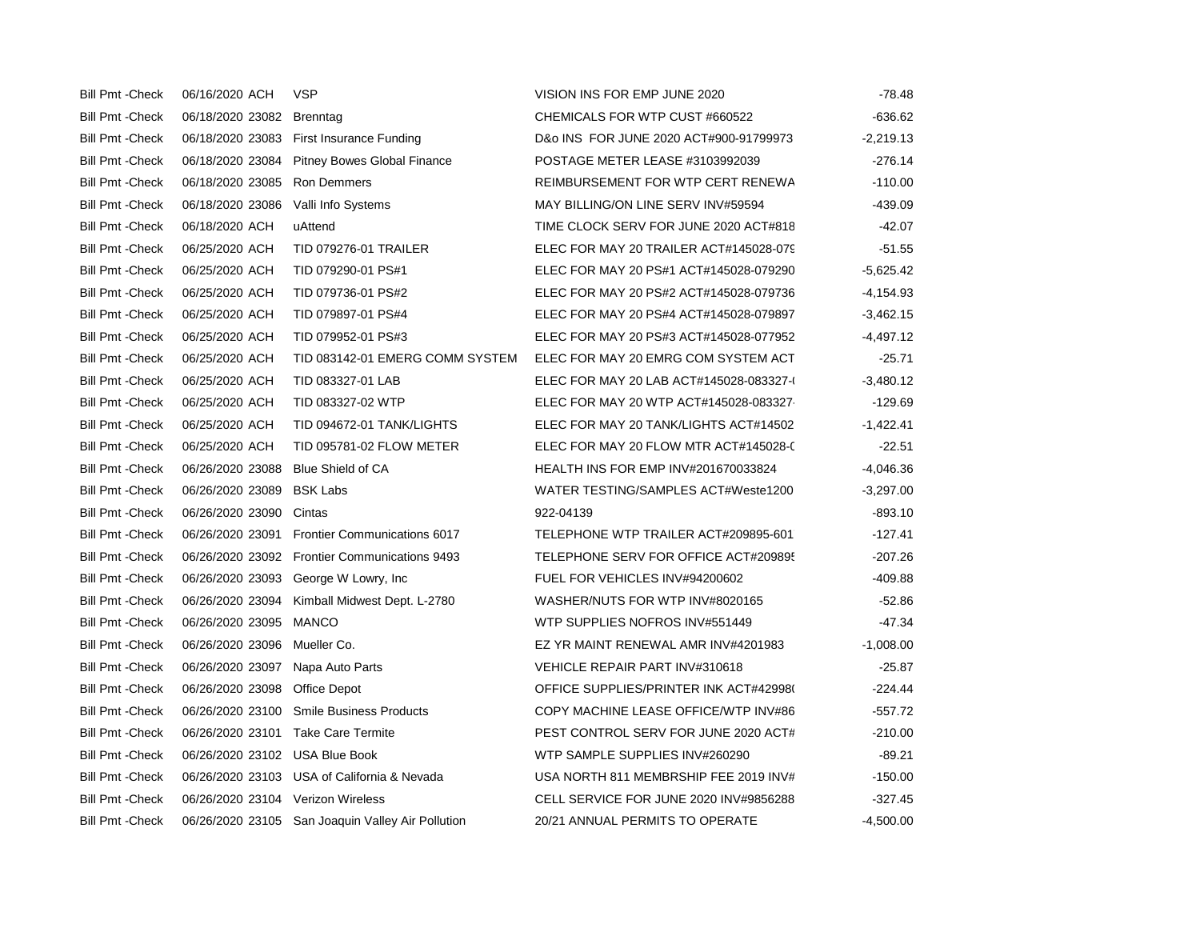| | | | | | |
|---|---|---|---|---|---|
| Bill Pmt -Check | 06/16/2020 | ACH | VSP | VISION INS FOR EMP JUNE 2020 | -78.48 |
| Bill Pmt -Check | 06/18/2020 | 23082 | Brenntag | CHEMICALS FOR WTP CUST #660522 | -636.62 |
| Bill Pmt -Check | 06/18/2020 | 23083 | First Insurance Funding | D&o INS FOR JUNE 2020 ACT#900-91799973 | -2,219.13 |
| Bill Pmt -Check | 06/18/2020 | 23084 | Pitney Bowes Global Finance | POSTAGE METER LEASE #3103992039 | -276.14 |
| Bill Pmt -Check | 06/18/2020 | 23085 | Ron Demmers | REIMBURSEMENT FOR WTP CERT RENEWA | -110.00 |
| Bill Pmt -Check | 06/18/2020 | 23086 | Valli Info Systems | MAY BILLING/ON LINE SERV INV#59594 | -439.09 |
| Bill Pmt -Check | 06/18/2020 | ACH | uAttend | TIME CLOCK SERV FOR JUNE 2020 ACT#818 | -42.07 |
| Bill Pmt -Check | 06/25/2020 | ACH | TID 079276-01 TRAILER | ELEC FOR MAY 20 TRAILER ACT#145028-079 | -51.55 |
| Bill Pmt -Check | 06/25/2020 | ACH | TID 079290-01 PS#1 | ELEC FOR MAY 20 PS#1 ACT#145028-079290 | -5,625.42 |
| Bill Pmt -Check | 06/25/2020 | ACH | TID 079736-01 PS#2 | ELEC FOR MAY 20 PS#2 ACT#145028-079736 | -4,154.93 |
| Bill Pmt -Check | 06/25/2020 | ACH | TID 079897-01 PS#4 | ELEC FOR MAY 20 PS#4 ACT#145028-079897 | -3,462.15 |
| Bill Pmt -Check | 06/25/2020 | ACH | TID 079952-01 PS#3 | ELEC FOR MAY 20 PS#3 ACT#145028-077952 | -4,497.12 |
| Bill Pmt -Check | 06/25/2020 | ACH | TID 083142-01 EMERG COMM SYSTEM | ELEC FOR MAY 20 EMRG COM SYSTEM ACT | -25.71 |
| Bill Pmt -Check | 06/25/2020 | ACH | TID 083327-01 LAB | ELEC FOR MAY 20 LAB ACT#145028-083327-( | -3,480.12 |
| Bill Pmt -Check | 06/25/2020 | ACH | TID 083327-02 WTP | ELEC FOR MAY 20 WTP ACT#145028-083327 | -129.69 |
| Bill Pmt -Check | 06/25/2020 | ACH | TID 094672-01 TANK/LIGHTS | ELEC FOR MAY 20 TANK/LIGHTS ACT#14502 | -1,422.41 |
| Bill Pmt -Check | 06/25/2020 | ACH | TID 095781-02 FLOW METER | ELEC FOR MAY 20 FLOW MTR ACT#145028-( | -22.51 |
| Bill Pmt -Check | 06/26/2020 | 23088 | Blue Shield of CA | HEALTH INS FOR EMP INV#201670033824 | -4,046.36 |
| Bill Pmt -Check | 06/26/2020 | 23089 | BSK Labs | WATER TESTING/SAMPLES ACT#Weste1200 | -3,297.00 |
| Bill Pmt -Check | 06/26/2020 | 23090 | Cintas | 922-04139 | -893.10 |
| Bill Pmt -Check | 06/26/2020 | 23091 | Frontier Communications 6017 | TELEPHONE WTP TRAILER ACT#209895-601 | -127.41 |
| Bill Pmt -Check | 06/26/2020 | 23092 | Frontier Communications 9493 | TELEPHONE SERV FOR OFFICE ACT#209895 | -207.26 |
| Bill Pmt -Check | 06/26/2020 | 23093 | George W Lowry, Inc | FUEL FOR VEHICLES INV#94200602 | -409.88 |
| Bill Pmt -Check | 06/26/2020 | 23094 | Kimball Midwest Dept. L-2780 | WASHER/NUTS FOR WTP INV#8020165 | -52.86 |
| Bill Pmt -Check | 06/26/2020 | 23095 | MANCO | WTP SUPPLIES NOFROS INV#551449 | -47.34 |
| Bill Pmt -Check | 06/26/2020 | 23096 | Mueller Co. | EZ YR MAINT RENEWAL AMR INV#4201983 | -1,008.00 |
| Bill Pmt -Check | 06/26/2020 | 23097 | Napa Auto Parts | VEHICLE REPAIR PART INV#310618 | -25.87 |
| Bill Pmt -Check | 06/26/2020 | 23098 | Office Depot | OFFICE SUPPLIES/PRINTER INK ACT#42998( | -224.44 |
| Bill Pmt -Check | 06/26/2020 | 23100 | Smile Business Products | COPY MACHINE LEASE OFFICE/WTP INV#86 | -557.72 |
| Bill Pmt -Check | 06/26/2020 | 23101 | Take Care Termite | PEST CONTROL SERV FOR JUNE 2020 ACT# | -210.00 |
| Bill Pmt -Check | 06/26/2020 | 23102 | USA Blue Book | WTP SAMPLE SUPPLIES INV#260290 | -89.21 |
| Bill Pmt -Check | 06/26/2020 | 23103 | USA of California & Nevada | USA NORTH 811 MEMBRSHIP FEE 2019 INV# | -150.00 |
| Bill Pmt -Check | 06/26/2020 | 23104 | Verizon Wireless | CELL SERVICE FOR JUNE 2020 INV#9856288 | -327.45 |
| Bill Pmt -Check | 06/26/2020 | 23105 | San Joaquin Valley Air Pollution | 20/21 ANNUAL PERMITS TO OPERATE | -4,500.00 |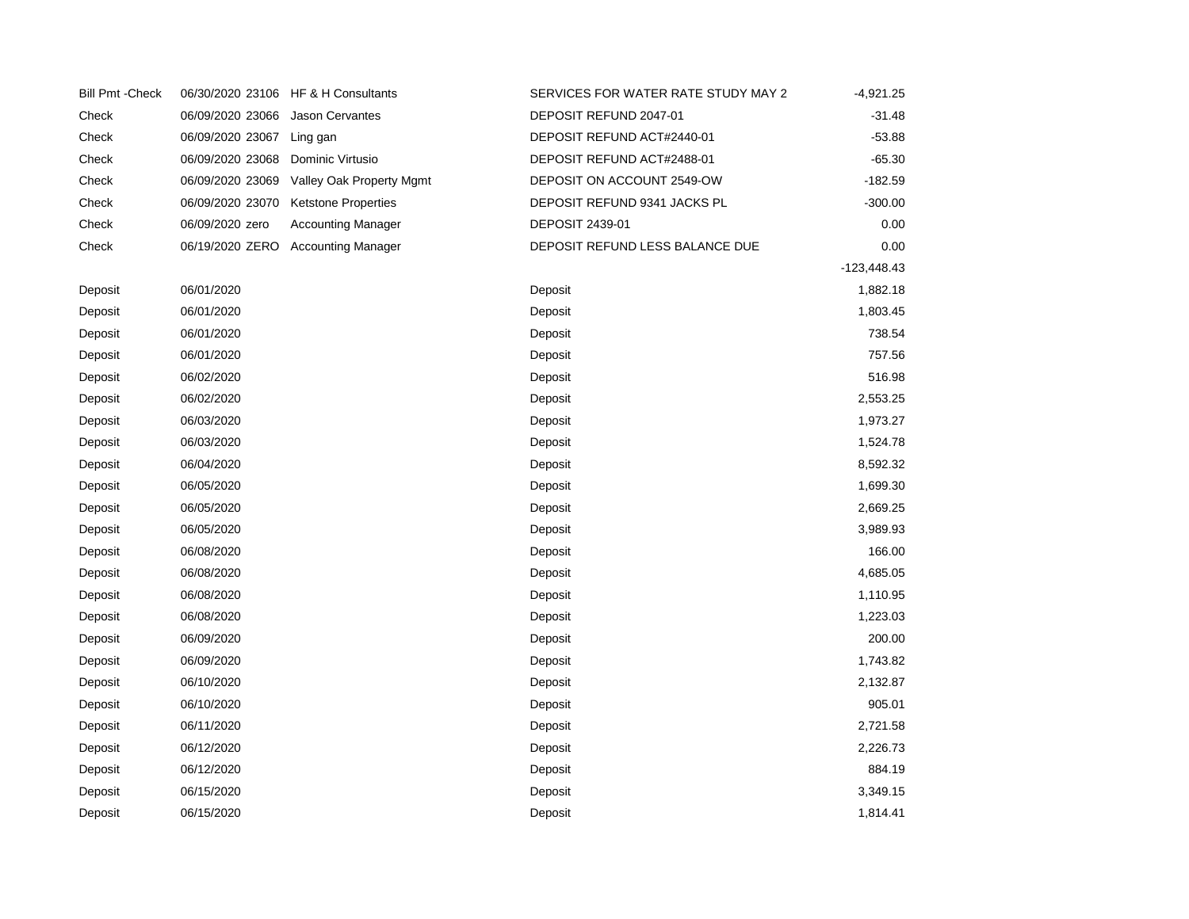| | | | | |
|---|---|---|---|---|
| Bill Pmt -Check | 06/30/2020 23106 | HF & H Consultants | SERVICES FOR WATER RATE STUDY MAY 2 | -4,921.25 |
| Check | 06/09/2020 23066 | Jason Cervantes | DEPOSIT REFUND 2047-01 | -31.48 |
| Check | 06/09/2020 23067 | Ling gan | DEPOSIT REFUND ACT#2440-01 | -53.88 |
| Check | 06/09/2020 23068 | Dominic Virtusio | DEPOSIT REFUND ACT#2488-01 | -65.30 |
| Check | 06/09/2020 23069 | Valley Oak Property Mgmt | DEPOSIT ON ACCOUNT 2549-OW | -182.59 |
| Check | 06/09/2020 23070 | Ketstone Properties | DEPOSIT REFUND 9341 JACKS PL | -300.00 |
| Check | 06/09/2020 zero | Accounting Manager | DEPOSIT 2439-01 | 0.00 |
| Check | 06/19/2020 ZERO | Accounting Manager | DEPOSIT REFUND LESS BALANCE DUE | 0.00 |
| | | | | -123,448.43 |
| Deposit | 06/01/2020 | | Deposit | 1,882.18 |
| Deposit | 06/01/2020 | | Deposit | 1,803.45 |
| Deposit | 06/01/2020 | | Deposit | 738.54 |
| Deposit | 06/01/2020 | | Deposit | 757.56 |
| Deposit | 06/02/2020 | | Deposit | 516.98 |
| Deposit | 06/02/2020 | | Deposit | 2,553.25 |
| Deposit | 06/03/2020 | | Deposit | 1,973.27 |
| Deposit | 06/03/2020 | | Deposit | 1,524.78 |
| Deposit | 06/04/2020 | | Deposit | 8,592.32 |
| Deposit | 06/05/2020 | | Deposit | 1,699.30 |
| Deposit | 06/05/2020 | | Deposit | 2,669.25 |
| Deposit | 06/05/2020 | | Deposit | 3,989.93 |
| Deposit | 06/08/2020 | | Deposit | 166.00 |
| Deposit | 06/08/2020 | | Deposit | 4,685.05 |
| Deposit | 06/08/2020 | | Deposit | 1,110.95 |
| Deposit | 06/08/2020 | | Deposit | 1,223.03 |
| Deposit | 06/09/2020 | | Deposit | 200.00 |
| Deposit | 06/09/2020 | | Deposit | 1,743.82 |
| Deposit | 06/10/2020 | | Deposit | 2,132.87 |
| Deposit | 06/10/2020 | | Deposit | 905.01 |
| Deposit | 06/11/2020 | | Deposit | 2,721.58 |
| Deposit | 06/12/2020 | | Deposit | 2,226.73 |
| Deposit | 06/12/2020 | | Deposit | 884.19 |
| Deposit | 06/15/2020 | | Deposit | 3,349.15 |
| Deposit | 06/15/2020 | | Deposit | 1,814.41 |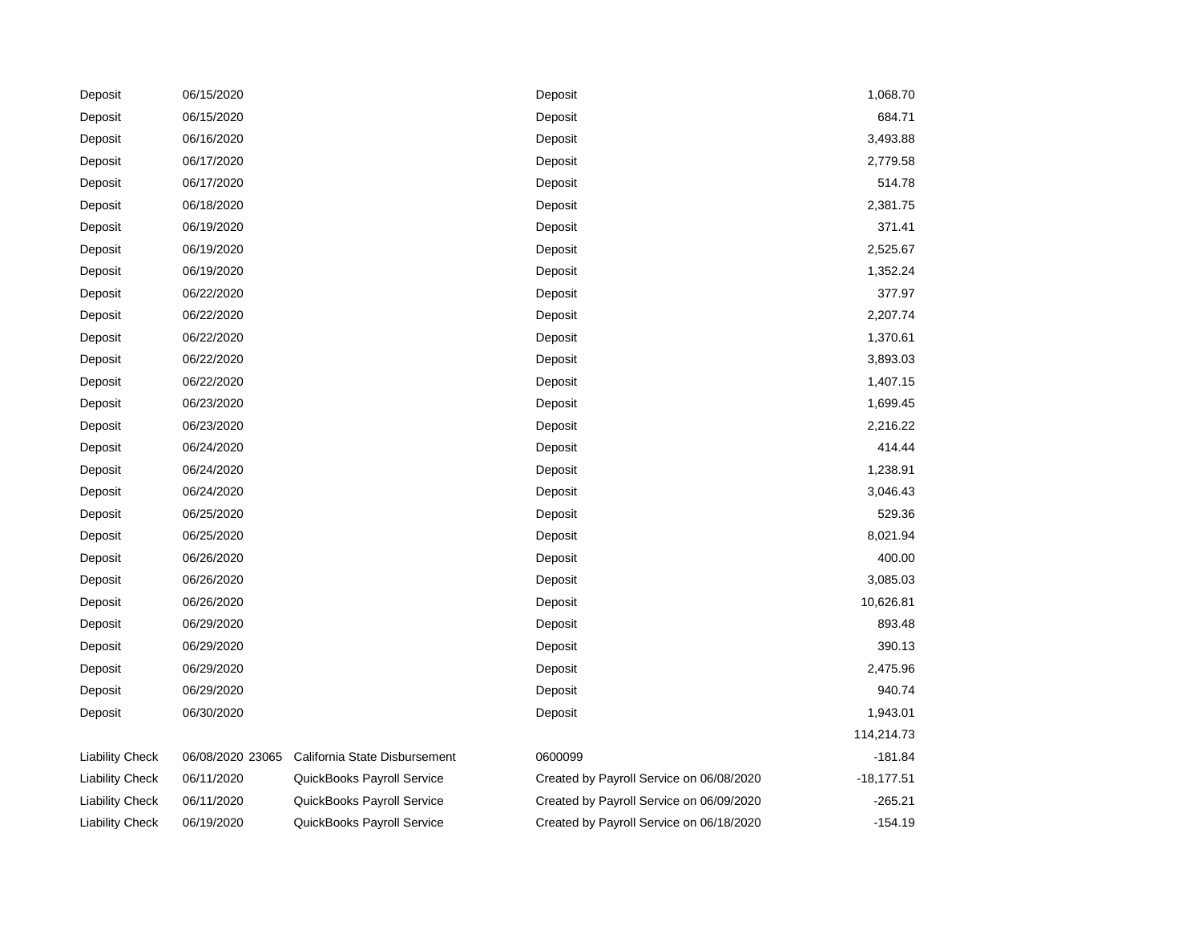| | | | | |
|---|---|---|---|---|
| Deposit | 06/15/2020 | | Deposit | 1,068.70 |
| Deposit | 06/15/2020 | | Deposit | 684.71 |
| Deposit | 06/16/2020 | | Deposit | 3,493.88 |
| Deposit | 06/17/2020 | | Deposit | 2,779.58 |
| Deposit | 06/17/2020 | | Deposit | 514.78 |
| Deposit | 06/18/2020 | | Deposit | 2,381.75 |
| Deposit | 06/19/2020 | | Deposit | 371.41 |
| Deposit | 06/19/2020 | | Deposit | 2,525.67 |
| Deposit | 06/19/2020 | | Deposit | 1,352.24 |
| Deposit | 06/22/2020 | | Deposit | 377.97 |
| Deposit | 06/22/2020 | | Deposit | 2,207.74 |
| Deposit | 06/22/2020 | | Deposit | 1,370.61 |
| Deposit | 06/22/2020 | | Deposit | 3,893.03 |
| Deposit | 06/22/2020 | | Deposit | 1,407.15 |
| Deposit | 06/23/2020 | | Deposit | 1,699.45 |
| Deposit | 06/23/2020 | | Deposit | 2,216.22 |
| Deposit | 06/24/2020 | | Deposit | 414.44 |
| Deposit | 06/24/2020 | | Deposit | 1,238.91 |
| Deposit | 06/24/2020 | | Deposit | 3,046.43 |
| Deposit | 06/25/2020 | | Deposit | 529.36 |
| Deposit | 06/25/2020 | | Deposit | 8,021.94 |
| Deposit | 06/26/2020 | | Deposit | 400.00 |
| Deposit | 06/26/2020 | | Deposit | 3,085.03 |
| Deposit | 06/26/2020 | | Deposit | 10,626.81 |
| Deposit | 06/29/2020 | | Deposit | 893.48 |
| Deposit | 06/29/2020 | | Deposit | 390.13 |
| Deposit | 06/29/2020 | | Deposit | 2,475.96 |
| Deposit | 06/29/2020 | | Deposit | 940.74 |
| Deposit | 06/30/2020 | | Deposit | 1,943.01 |
| | | | | 114,214.73 |
| Liability Check | 06/08/2020 23065 | California State Disbursement | 0600099 | -181.84 |
| Liability Check | 06/11/2020 | QuickBooks Payroll Service | Created by Payroll Service on 06/08/2020 | -18,177.51 |
| Liability Check | 06/11/2020 | QuickBooks Payroll Service | Created by Payroll Service on 06/09/2020 | -265.21 |
| Liability Check | 06/19/2020 | QuickBooks Payroll Service | Created by Payroll Service on 06/18/2020 | -154.19 |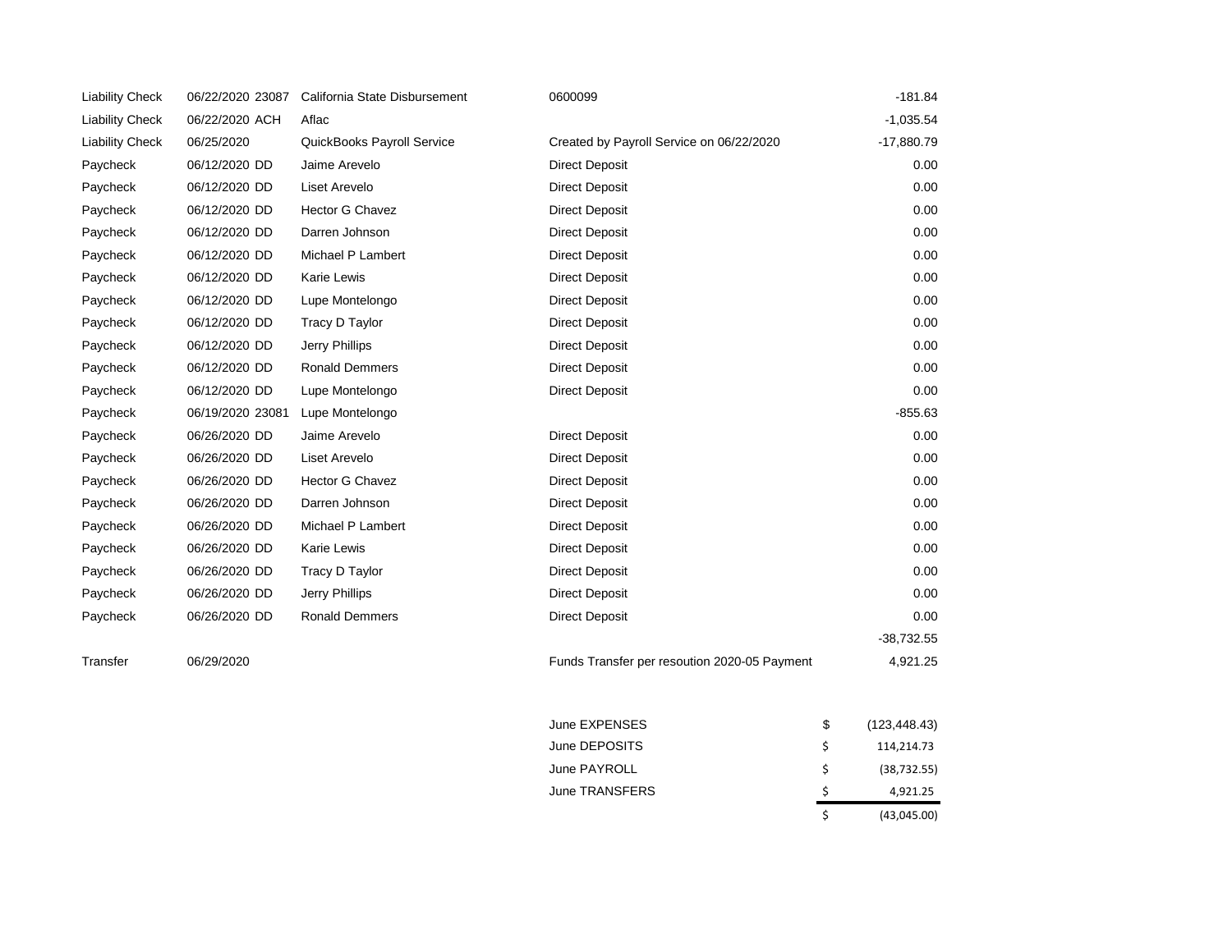| | | | | |
|---|---|---|---|---|
| Liability Check | 06/22/2020 23087 | California State Disbursement | 0600099 | -181.84 |
| Liability Check | 06/22/2020 ACH | Aflac | | -1,035.54 |
| Liability Check | 06/25/2020 | QuickBooks Payroll Service | Created by Payroll Service on 06/22/2020 | -17,880.79 |
| Paycheck | 06/12/2020 DD | Jaime Arevelo | Direct Deposit | 0.00 |
| Paycheck | 06/12/2020 DD | Liset Arevelo | Direct Deposit | 0.00 |
| Paycheck | 06/12/2020 DD | Hector G Chavez | Direct Deposit | 0.00 |
| Paycheck | 06/12/2020 DD | Darren Johnson | Direct Deposit | 0.00 |
| Paycheck | 06/12/2020 DD | Michael P Lambert | Direct Deposit | 0.00 |
| Paycheck | 06/12/2020 DD | Karie Lewis | Direct Deposit | 0.00 |
| Paycheck | 06/12/2020 DD | Lupe Montelongo | Direct Deposit | 0.00 |
| Paycheck | 06/12/2020 DD | Tracy D Taylor | Direct Deposit | 0.00 |
| Paycheck | 06/12/2020 DD | Jerry Phillips | Direct Deposit | 0.00 |
| Paycheck | 06/12/2020 DD | Ronald Demmers | Direct Deposit | 0.00 |
| Paycheck | 06/12/2020 DD | Lupe Montelongo | Direct Deposit | 0.00 |
| Paycheck | 06/19/2020 23081 | Lupe Montelongo | | -855.63 |
| Paycheck | 06/26/2020 DD | Jaime Arevelo | Direct Deposit | 0.00 |
| Paycheck | 06/26/2020 DD | Liset Arevelo | Direct Deposit | 0.00 |
| Paycheck | 06/26/2020 DD | Hector G Chavez | Direct Deposit | 0.00 |
| Paycheck | 06/26/2020 DD | Darren Johnson | Direct Deposit | 0.00 |
| Paycheck | 06/26/2020 DD | Michael P Lambert | Direct Deposit | 0.00 |
| Paycheck | 06/26/2020 DD | Karie Lewis | Direct Deposit | 0.00 |
| Paycheck | 06/26/2020 DD | Tracy D Taylor | Direct Deposit | 0.00 |
| Paycheck | 06/26/2020 DD | Jerry Phillips | Direct Deposit | 0.00 |
| Paycheck | 06/26/2020 DD | Ronald Demmers | Direct Deposit | 0.00 |
| | | | | -38,732.55 |
| Transfer | 06/29/2020 | | Funds Transfer per resoution 2020-05 Payment | 4,921.25 |

| | | |
|---|---|---|
| June EXPENSES | $ | (123,448.43) |
| June DEPOSITS | $ | 114,214.73 |
| June PAYROLL | $ | (38,732.55) |
| June TRANSFERS | $ | 4,921.25 |
| | $ | (43,045.00) |